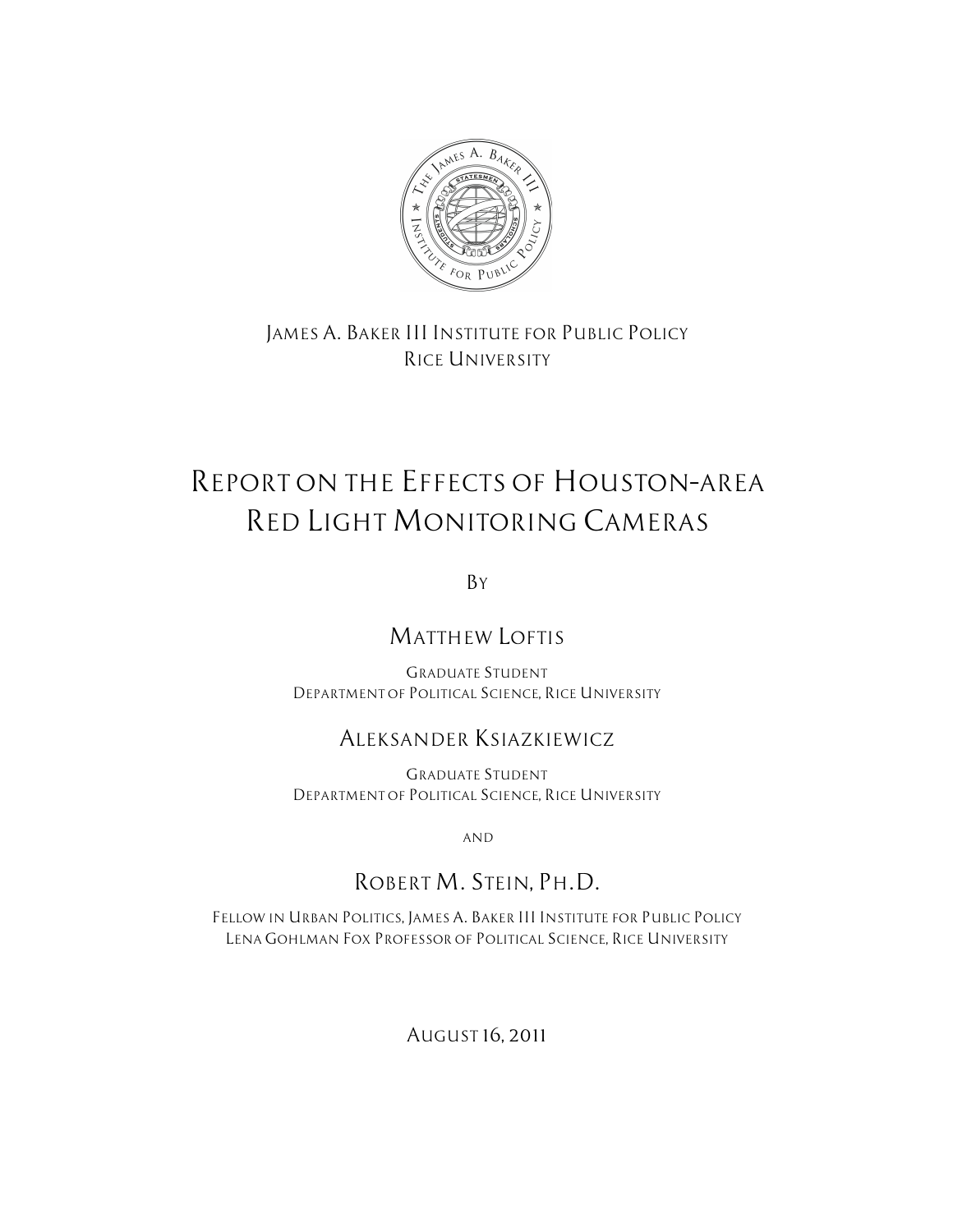James A. Baker III Institute for Public Policy
Rice University

# Report on the Effects of Houston-area Red Light Monitoring Cameras

By

## Matthew Loftis

Graduate Student
Department of Political Science, Rice University

## Aleksander Ksiazkiewicz

Graduate Student
Department of Political Science, Rice University

and

## Robert M. Stein, Ph.D.

Fellow in Urban Politics, James A. Baker III Institute for Public Policy
Lena Gohlman Fox Professor of Political Science, Rice University

August 16, 2011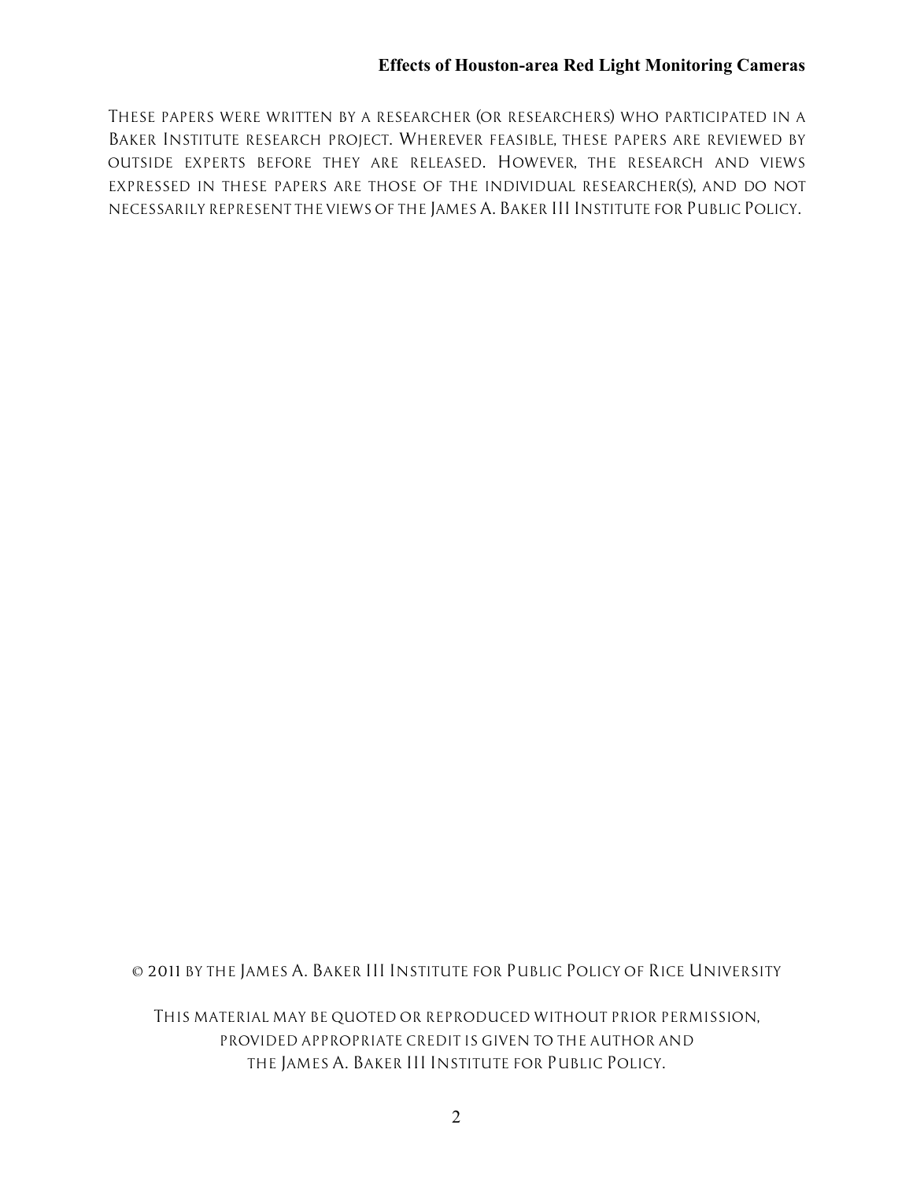These papers were written by a researcher (or researchers) who participated in a Baker Institute research project. Wherever feasible, these papers are reviewed by outside experts before they are released. However, the research and views expressed in these papers are those of the individual researcher(s), and do not necessarily represent the views of the James A. Baker III Institute for Public Policy.

© 2011 by the James A. Baker III Institute for Public Policy of Rice University

This material may be quoted or reproduced without prior permission, provided appropriate credit is given to the author and the James A. Baker III Institute for Public Policy.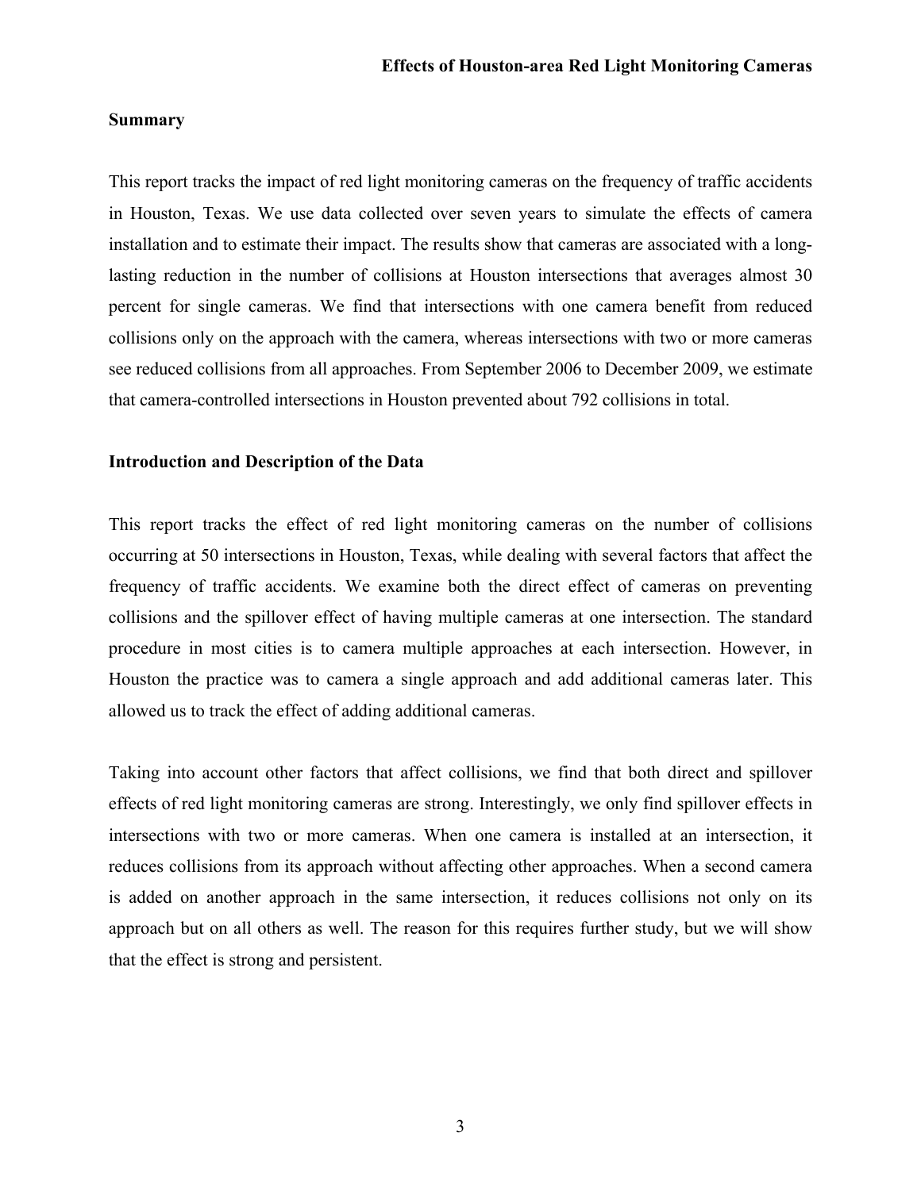## Summary

This report tracks the impact of red light monitoring cameras on the frequency of traffic accidents in Houston, Texas. We use data collected over seven years to simulate the effects of camera installation and to estimate their impact. The results show that cameras are associated with a long-lasting reduction in the number of collisions at Houston intersections that averages almost 30 percent for single cameras. We find that intersections with one camera benefit from reduced collisions only on the approach with the camera, whereas intersections with two or more cameras see reduced collisions from all approaches. From September 2006 to December 2009, we estimate that camera-controlled intersections in Houston prevented about 792 collisions in total.

## Introduction and Description of the Data

This report tracks the effect of red light monitoring cameras on the number of collisions occurring at 50 intersections in Houston, Texas, while dealing with several factors that affect the frequency of traffic accidents. We examine both the direct effect of cameras on preventing collisions and the spillover effect of having multiple cameras at one intersection. The standard procedure in most cities is to camera multiple approaches at each intersection. However, in Houston the practice was to camera a single approach and add additional cameras later. This allowed us to track the effect of adding additional cameras.

Taking into account other factors that affect collisions, we find that both direct and spillover effects of red light monitoring cameras are strong. Interestingly, we only find spillover effects in intersections with two or more cameras. When one camera is installed at an intersection, it reduces collisions from its approach without affecting other approaches. When a second camera is added on another approach in the same intersection, it reduces collisions not only on its approach but on all others as well. The reason for this requires further study, but we will show that the effect is strong and persistent.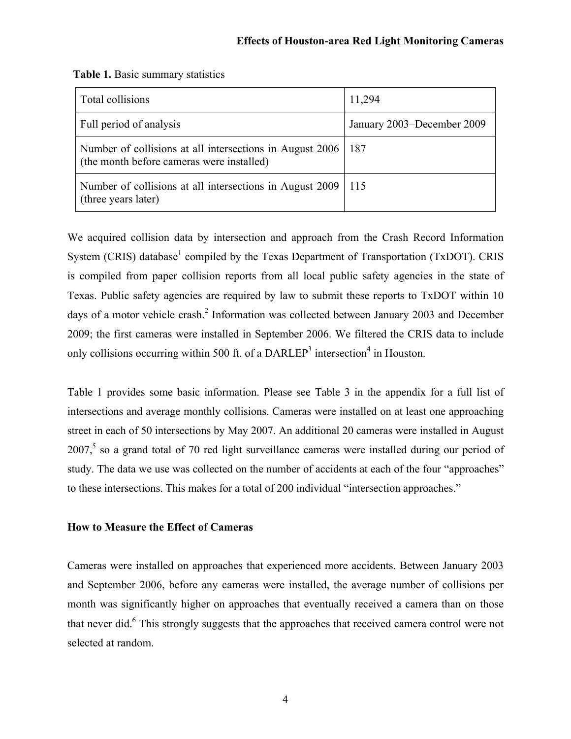**Table 1.** Basic summary statistics

| Total collisions | 11,294 |
|---|---|
| Full period of analysis | January 2003–December 2009 |
| Number of collisions at all intersections in August 2006 (the month before cameras were installed) | 187 |
| Number of collisions at all intersections in August 2009 (three years later) | 115 |

We acquired collision data by intersection and approach from the Crash Record Information System (CRIS) database[1] compiled by the Texas Department of Transportation (TxDOT). CRIS is compiled from paper collision reports from all local public safety agencies in the state of Texas. Public safety agencies are required by law to submit these reports to TxDOT within 10 days of a motor vehicle crash.[2] Information was collected between January 2003 and December 2009; the first cameras were installed in September 2006. We filtered the CRIS data to include only collisions occurring within 500 ft. of a DARLEP[3] intersection[4] in Houston.

Table 1 provides some basic information. Please see Table 3 in the appendix for a full list of intersections and average monthly collisions. Cameras were installed on at least one approaching street in each of 50 intersections by May 2007. An additional 20 cameras were installed in August 2007,[5] so a grand total of 70 red light surveillance cameras were installed during our period of study. The data we use was collected on the number of accidents at each of the four "approaches" to these intersections. This makes for a total of 200 individual "intersection approaches."

### How to Measure the Effect of Cameras

Cameras were installed on approaches that experienced more accidents. Between January 2003 and September 2006, before any cameras were installed, the average number of collisions per month was significantly higher on approaches that eventually received a camera than on those that never did.[6] This strongly suggests that the approaches that received camera control were not selected at random.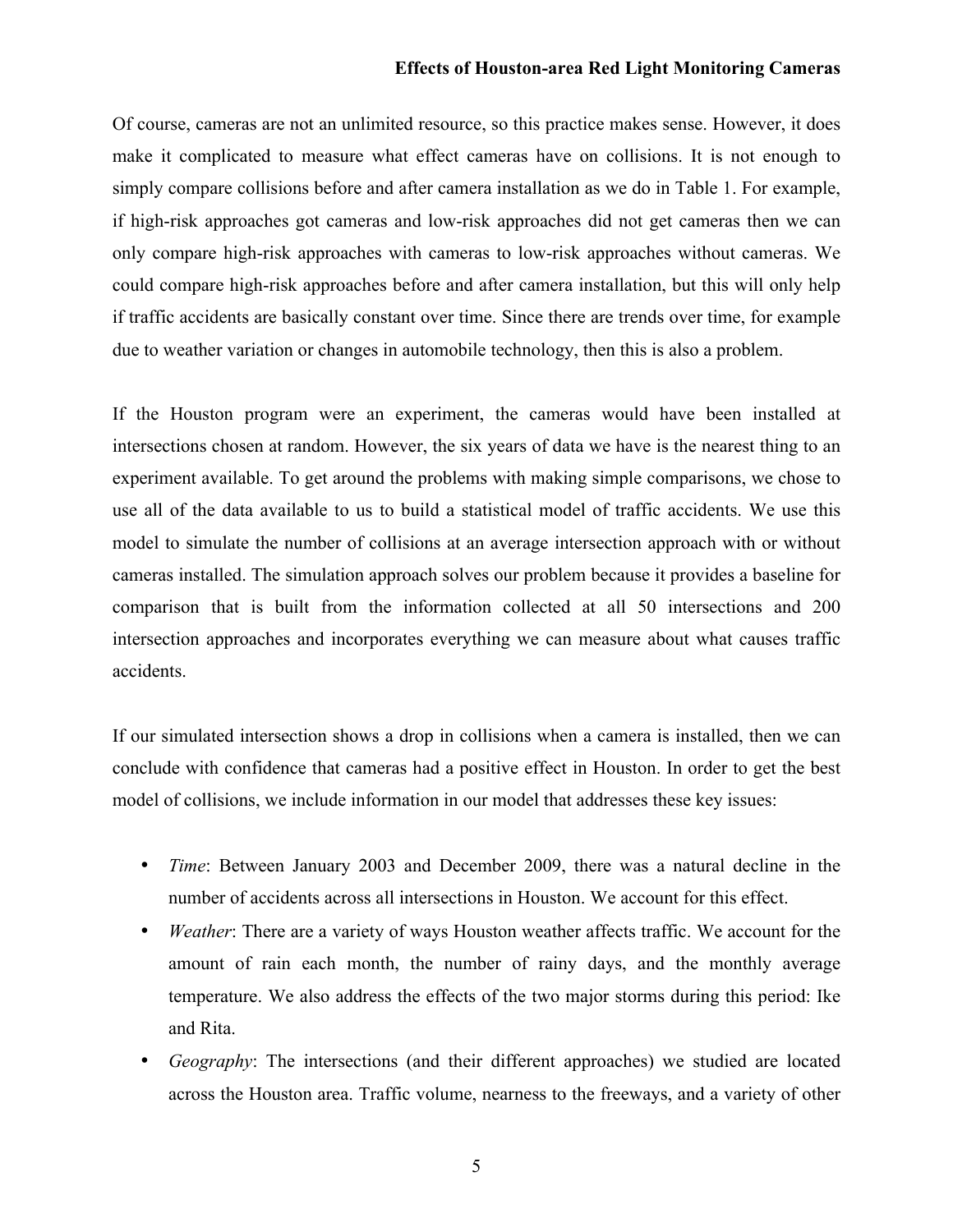Of course, cameras are not an unlimited resource, so this practice makes sense. However, it does make it complicated to measure what effect cameras have on collisions. It is not enough to simply compare collisions before and after camera installation as we do in Table 1. For example, if high-risk approaches got cameras and low-risk approaches did not get cameras then we can only compare high-risk approaches with cameras to low-risk approaches without cameras. We could compare high-risk approaches before and after camera installation, but this will only help if traffic accidents are basically constant over time. Since there are trends over time, for example due to weather variation or changes in automobile technology, then this is also a problem.

If the Houston program were an experiment, the cameras would have been installed at intersections chosen at random. However, the six years of data we have is the nearest thing to an experiment available. To get around the problems with making simple comparisons, we chose to use all of the data available to us to build a statistical model of traffic accidents. We use this model to simulate the number of collisions at an average intersection approach with or without cameras installed. The simulation approach solves our problem because it provides a baseline for comparison that is built from the information collected at all 50 intersections and 200 intersection approaches and incorporates everything we can measure about what causes traffic accidents.

If our simulated intersection shows a drop in collisions when a camera is installed, then we can conclude with confidence that cameras had a positive effect in Houston. In order to get the best model of collisions, we include information in our model that addresses these key issues:

- *Time*: Between January 2003 and December 2009, there was a natural decline in the number of accidents across all intersections in Houston. We account for this effect.
- *Weather*: There are a variety of ways Houston weather affects traffic. We account for the amount of rain each month, the number of rainy days, and the monthly average temperature. We also address the effects of the two major storms during this period: Ike and Rita.
- *Geography*: The intersections (and their different approaches) we studied are located across the Houston area. Traffic volume, nearness to the freeways, and a variety of other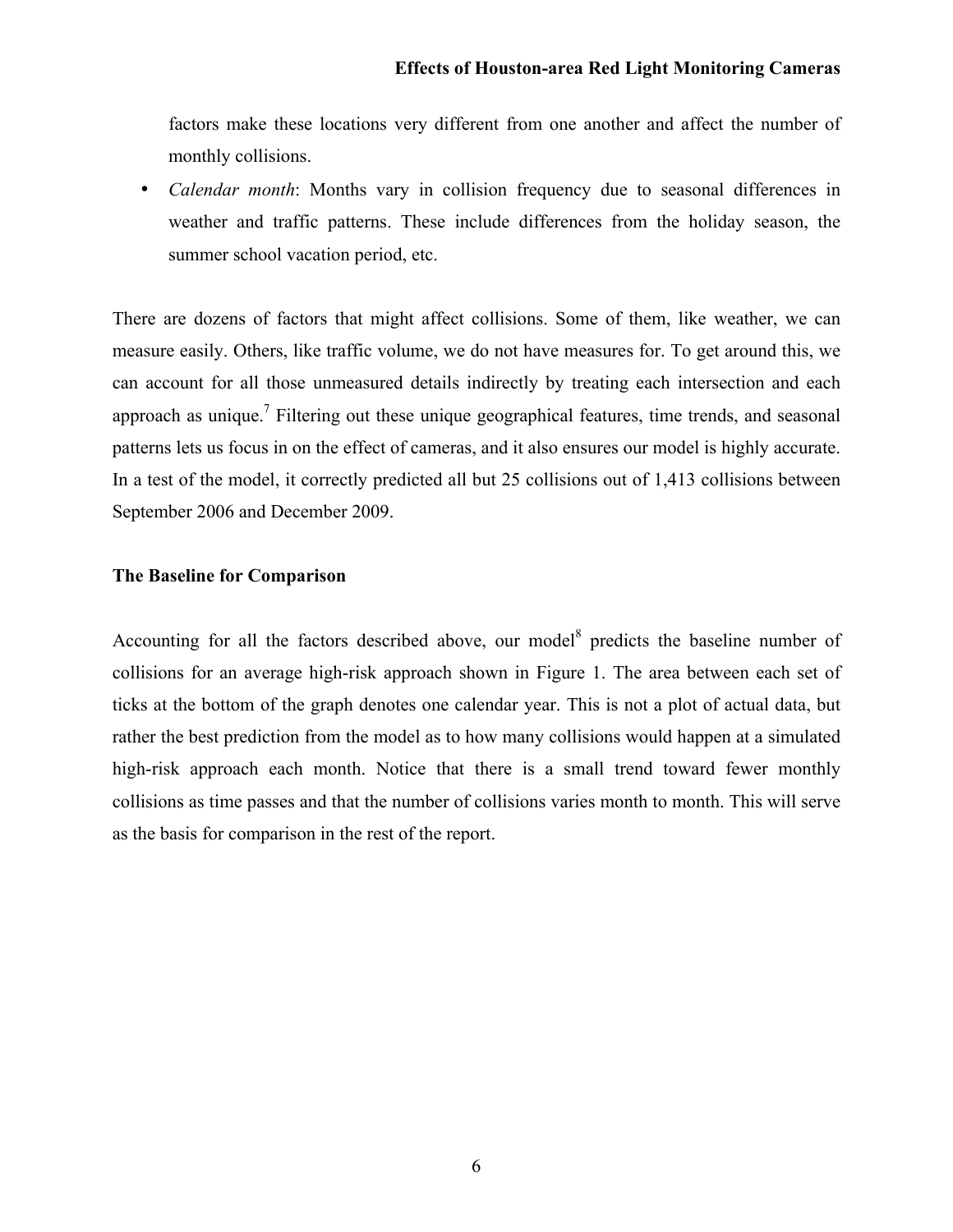factors make these locations very different from one another and affect the number of monthly collisions.

- *Calendar month*: Months vary in collision frequency due to seasonal differences in weather and traffic patterns. These include differences from the holiday season, the summer school vacation period, etc.

There are dozens of factors that might affect collisions. Some of them, like weather, we can measure easily. Others, like traffic volume, we do not have measures for. To get around this, we can account for all those unmeasured details indirectly by treating each intersection and each approach as unique.[7] Filtering out these unique geographical features, time trends, and seasonal patterns lets us focus in on the effect of cameras, and it also ensures our model is highly accurate. In a test of the model, it correctly predicted all but 25 collisions out of 1,413 collisions between September 2006 and December 2009.

### The Baseline for Comparison

Accounting for all the factors described above, our model[8] predicts the baseline number of collisions for an average high-risk approach shown in Figure 1. The area between each set of ticks at the bottom of the graph denotes one calendar year. This is not a plot of actual data, but rather the best prediction from the model as to how many collisions would happen at a simulated high-risk approach each month. Notice that there is a small trend toward fewer monthly collisions as time passes and that the number of collisions varies month to month. This will serve as the basis for comparison in the rest of the report.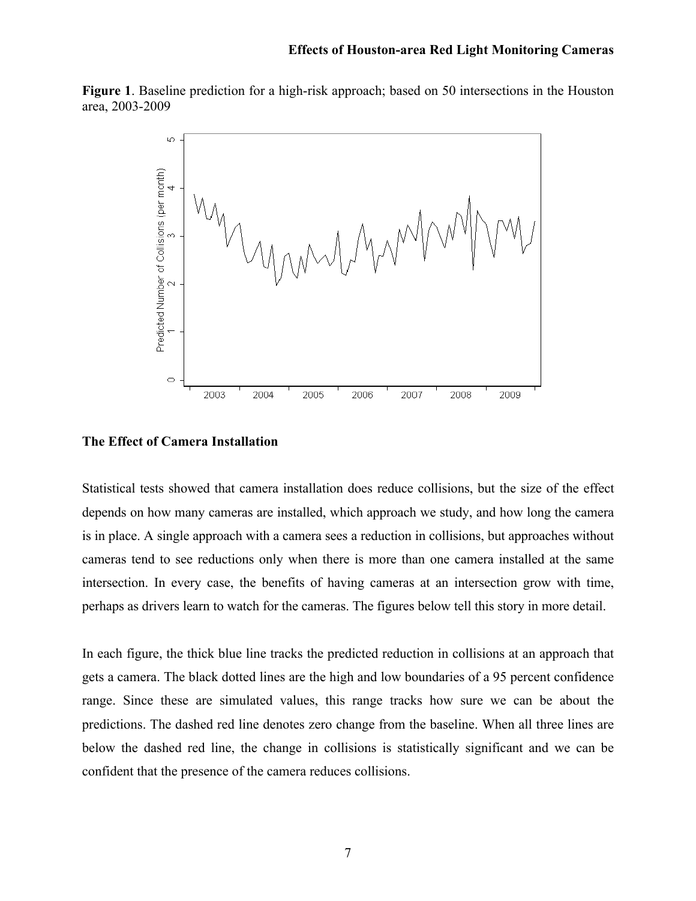**Figure 1**. Baseline prediction for a high-risk approach; based on 50 intersections in the Houston area, 2003-2009

## The Effect of Camera Installation

Statistical tests showed that camera installation does reduce collisions, but the size of the effect depends on how many cameras are installed, which approach we study, and how long the camera is in place. A single approach with a camera sees a reduction in collisions, but approaches without cameras tend to see reductions only when there is more than one camera installed at the same intersection. In every case, the benefits of having cameras at an intersection grow with time, perhaps as drivers learn to watch for the cameras. The figures below tell this story in more detail.

In each figure, the thick blue line tracks the predicted reduction in collisions at an approach that gets a camera. The black dotted lines are the high and low boundaries of a 95 percent confidence range. Since these are simulated values, this range tracks how sure we can be about the predictions. The dashed red line denotes zero change from the baseline. When all three lines are below the dashed red line, the change in collisions is statistically significant and we can be confident that the presence of the camera reduces collisions.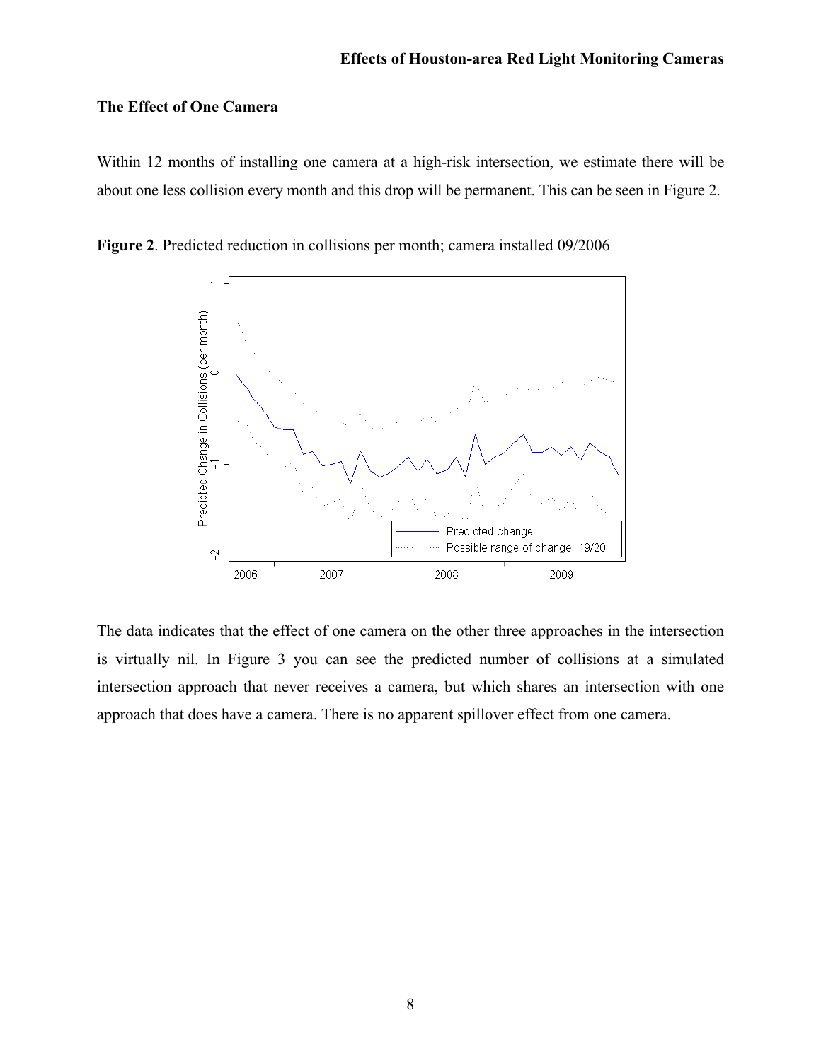### The Effect of One Camera

Within 12 months of installing one camera at a high-risk intersection, we estimate there will be about one less collision every month and this drop will be permanent. This can be seen in Figure 2.

**Figure 2**. Predicted reduction in collisions per month; camera installed 09/2006

The data indicates that the effect of one camera on the other three approaches in the intersection is virtually nil. In Figure 3 you can see the predicted number of collisions at a simulated intersection approach that never receives a camera, but which shares an intersection with one approach that does have a camera. There is no apparent spillover effect from one camera.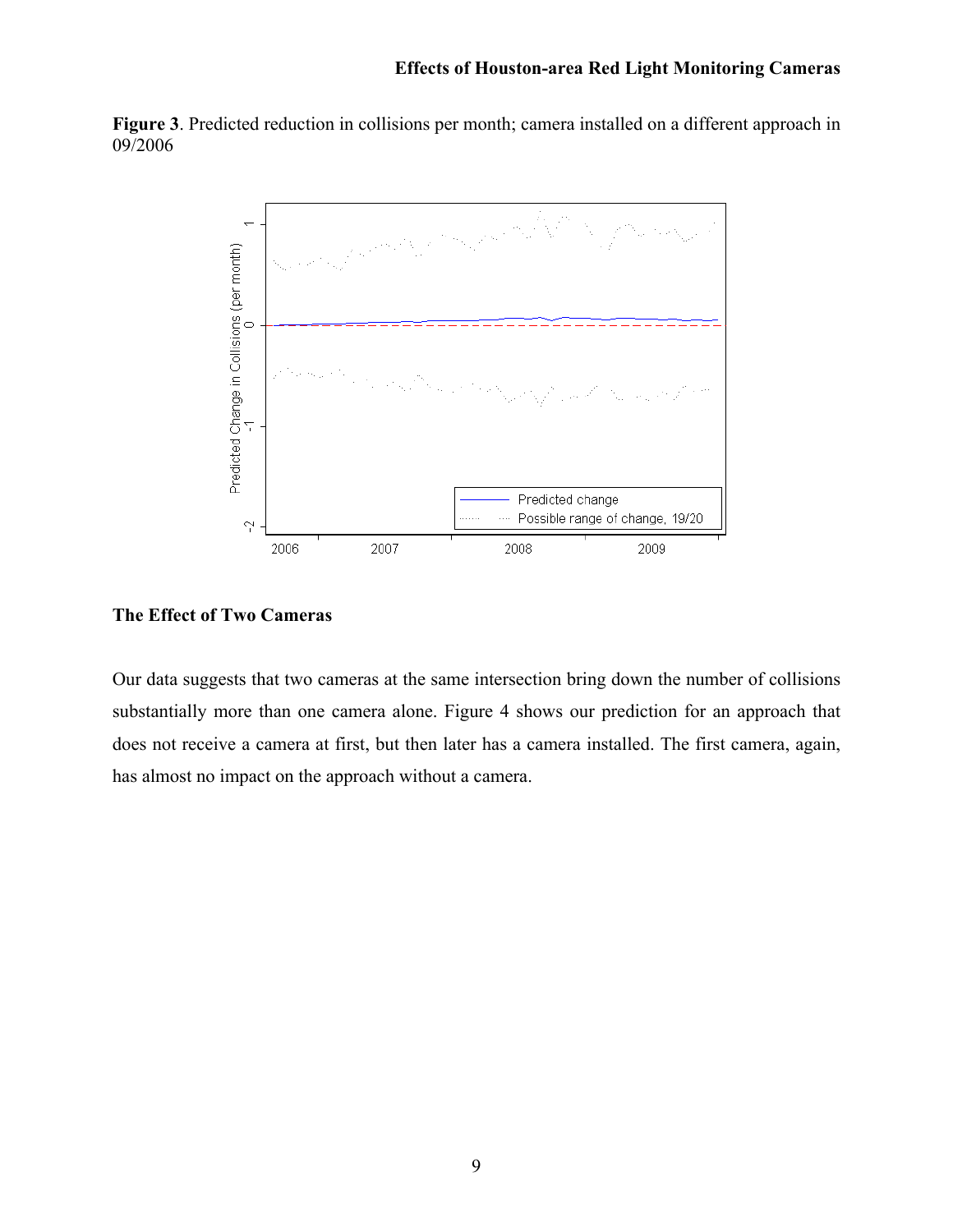**Figure 3**. Predicted reduction in collisions per month; camera installed on a different approach in 09/2006

### The Effect of Two Cameras

Our data suggests that two cameras at the same intersection bring down the number of collisions substantially more than one camera alone. Figure 4 shows our prediction for an approach that does not receive a camera at first, but then later has a camera installed. The first camera, again, has almost no impact on the approach without a camera.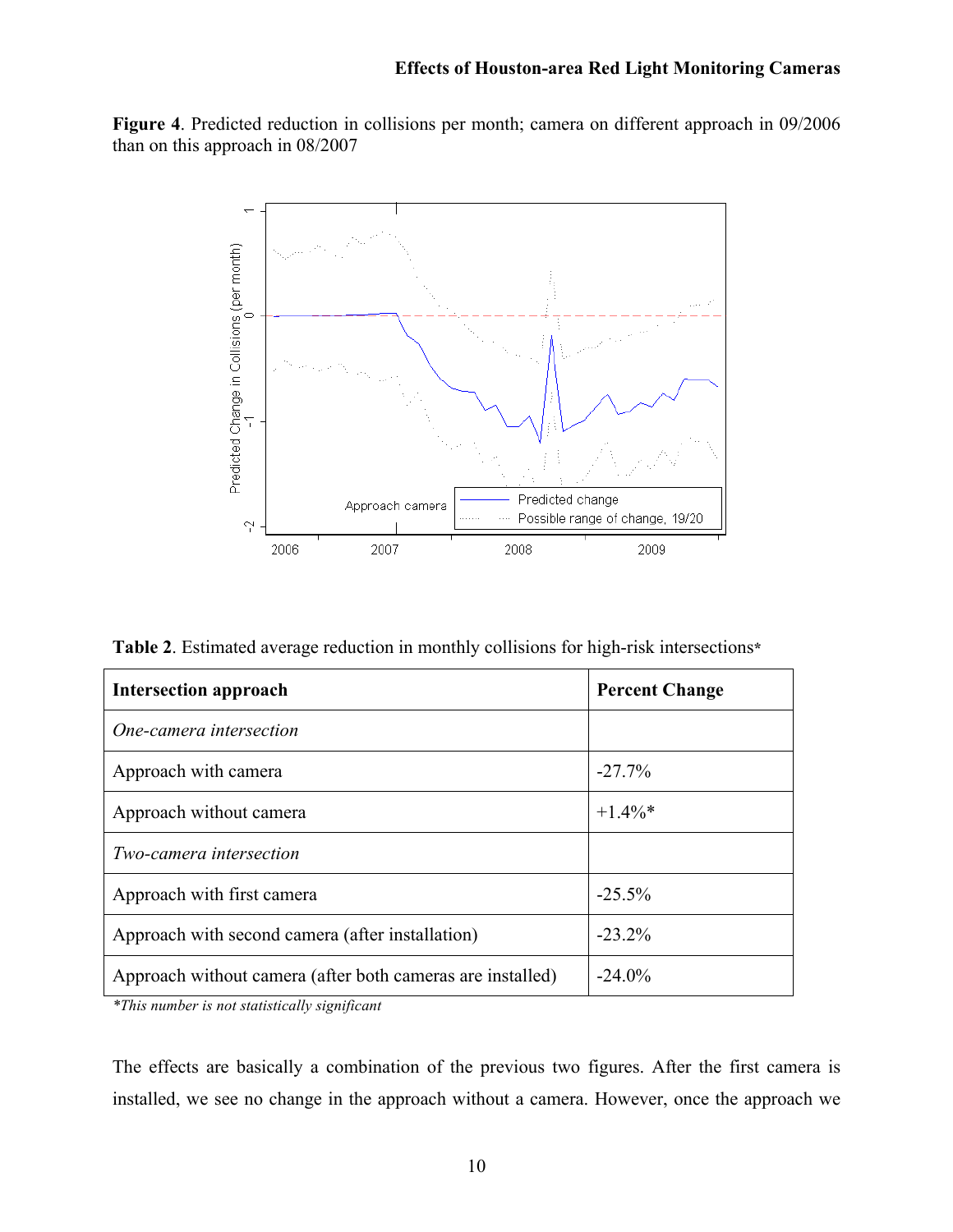**Figure 4**. Predicted reduction in collisions per month; camera on different approach in 09/2006 than on this approach in 08/2007

**Table 2**. Estimated average reduction in monthly collisions for high-risk intersections*

| Intersection approach | Percent Change |
|---|---|
| *One-camera intersection* | |
| Approach with camera | -27.7% |
| Approach without camera | +1.4%* |
| *Two-camera intersection* | |
| Approach with first camera | -25.5% |
| Approach with second camera (after installation) | -23.2% |
| Approach without camera (after both cameras are installed) | -24.0% |

*\*This number is not statistically significant*

The effects are basically a combination of the previous two figures. After the first camera is installed, we see no change in the approach without a camera. However, once the approach we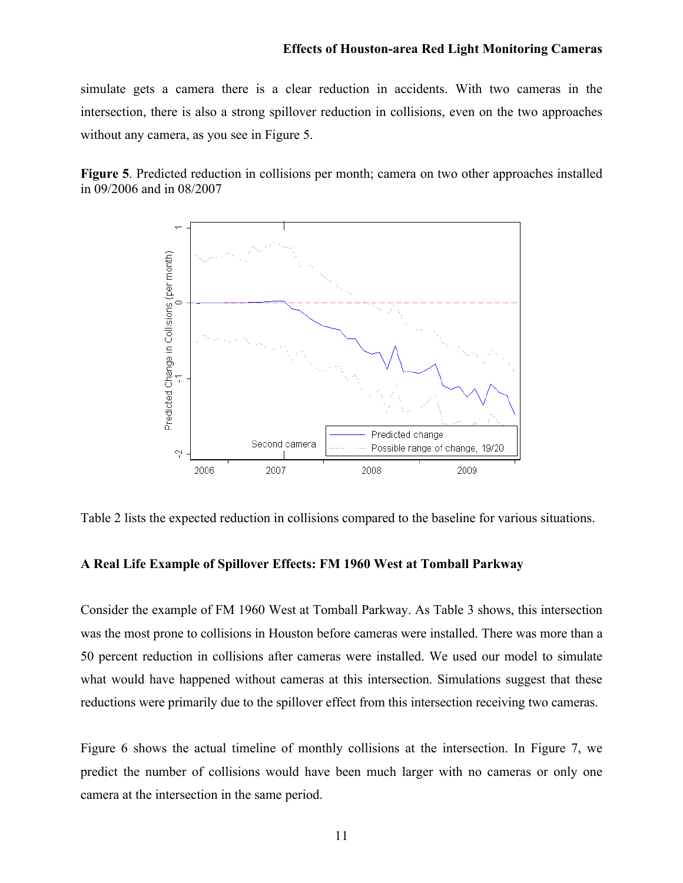simulate gets a camera there is a clear reduction in accidents. With two cameras in the intersection, there is also a strong spillover reduction in collisions, even on the two approaches without any camera, as you see in Figure 5.

**Figure 5**. Predicted reduction in collisions per month; camera on two other approaches installed in 09/2006 and in 08/2007

Table 2 lists the expected reduction in collisions compared to the baseline for various situations.

**A Real Life Example of Spillover Effects: FM 1960 West at Tomball Parkway**

Consider the example of FM 1960 West at Tomball Parkway. As Table 3 shows, this intersection was the most prone to collisions in Houston before cameras were installed. There was more than a 50 percent reduction in collisions after cameras were installed. We used our model to simulate what would have happened without cameras at this intersection. Simulations suggest that these reductions were primarily due to the spillover effect from this intersection receiving two cameras.

Figure 6 shows the actual timeline of monthly collisions at the intersection. In Figure 7, we predict the number of collisions would have been much larger with no cameras or only one camera at the intersection in the same period.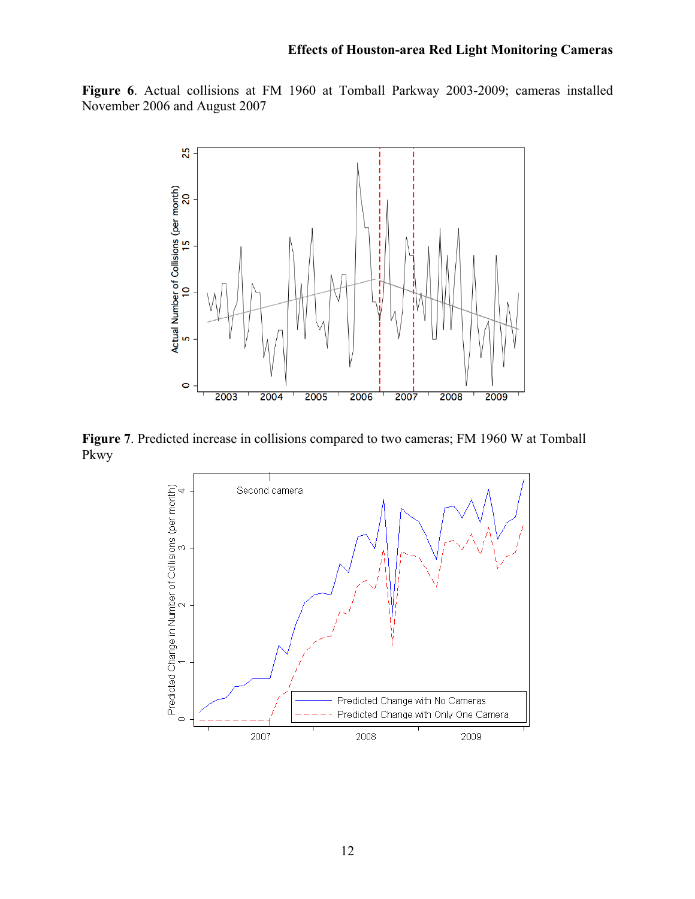**Figure 6**. Actual collisions at FM 1960 at Tomball Parkway 2003-2009; cameras installed November 2006 and August 2007

**Figure 7**. Predicted increase in collisions compared to two cameras; FM 1960 W at Tomball Pkwy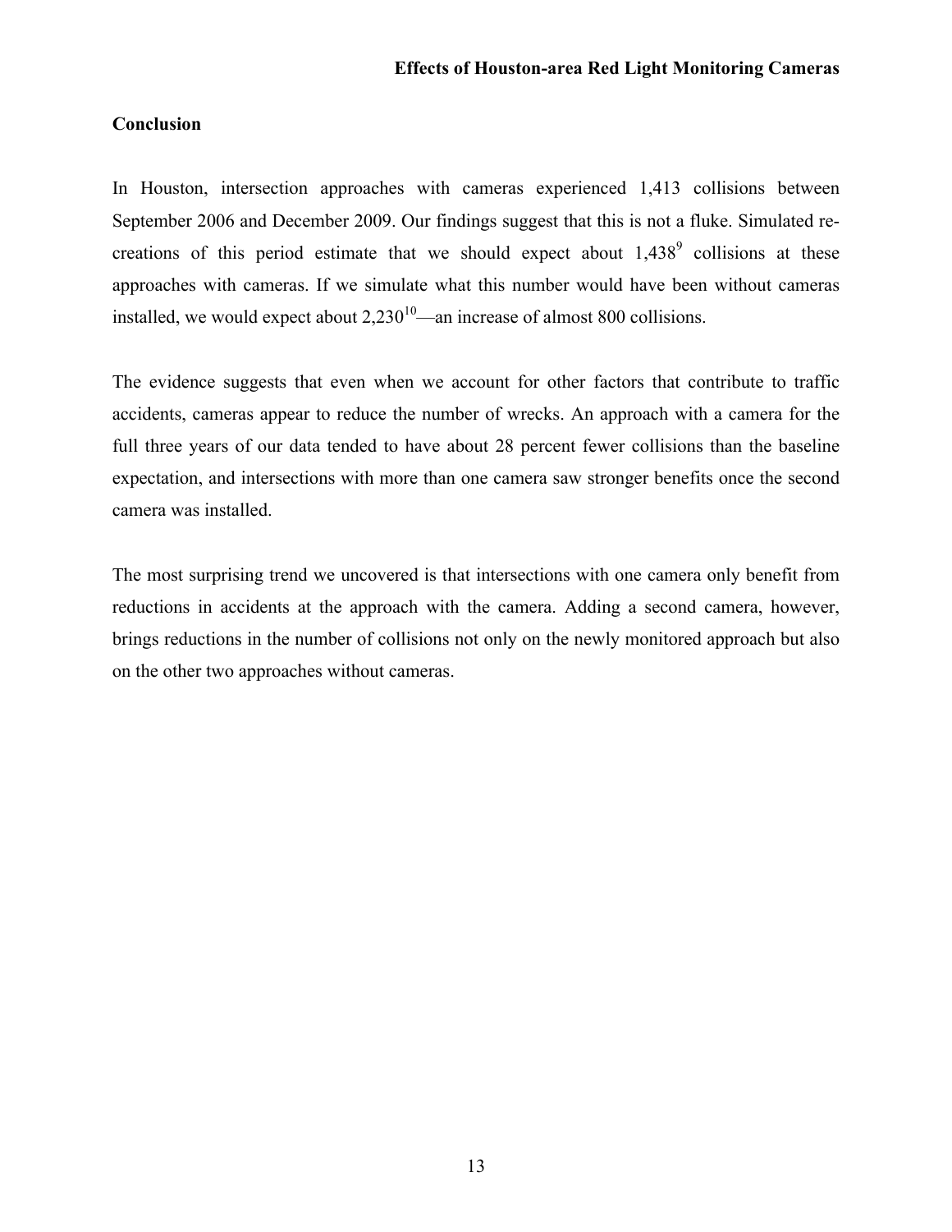## Conclusion

In Houston, intersection approaches with cameras experienced 1,413 collisions between September 2006 and December 2009. Our findings suggest that this is not a fluke. Simulated re-creations of this period estimate that we should expect about 1,438[9] collisions at these approaches with cameras. If we simulate what this number would have been without cameras installed, we would expect about 2,230[10]—an increase of almost 800 collisions.

The evidence suggests that even when we account for other factors that contribute to traffic accidents, cameras appear to reduce the number of wrecks. An approach with a camera for the full three years of our data tended to have about 28 percent fewer collisions than the baseline expectation, and intersections with more than one camera saw stronger benefits once the second camera was installed.

The most surprising trend we uncovered is that intersections with one camera only benefit from reductions in accidents at the approach with the camera. Adding a second camera, however, brings reductions in the number of collisions not only on the newly monitored approach but also on the other two approaches without cameras.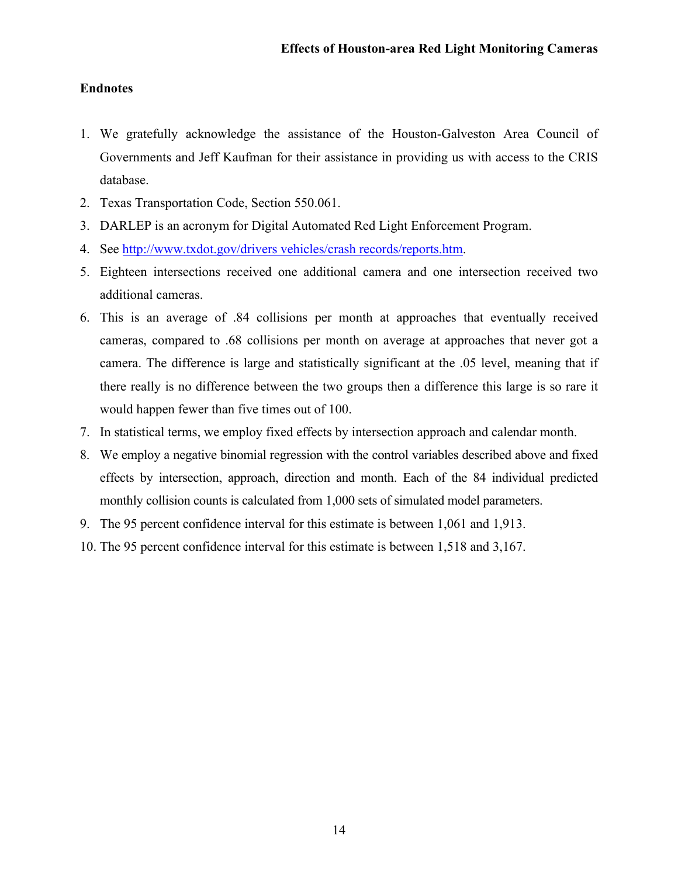## Endnotes

1. We gratefully acknowledge the assistance of the Houston-Galveston Area Council of Governments and Jeff Kaufman for their assistance in providing us with access to the CRIS database.
2. Texas Transportation Code, Section 550.061.
3. DARLEP is an acronym for Digital Automated Red Light Enforcement Program.
4. See http://www.txdot.gov/drivers vehicles/crash records/reports.htm.
5. Eighteen intersections received one additional camera and one intersection received two additional cameras.
6. This is an average of .84 collisions per month at approaches that eventually received cameras, compared to .68 collisions per month on average at approaches that never got a camera. The difference is large and statistically significant at the .05 level, meaning that if there really is no difference between the two groups then a difference this large is so rare it would happen fewer than five times out of 100.
7. In statistical terms, we employ fixed effects by intersection approach and calendar month.
8. We employ a negative binomial regression with the control variables described above and fixed effects by intersection, approach, direction and month. Each of the 84 individual predicted monthly collision counts is calculated from 1,000 sets of simulated model parameters.
9. The 95 percent confidence interval for this estimate is between 1,061 and 1,913.
10. The 95 percent confidence interval for this estimate is between 1,518 and 3,167.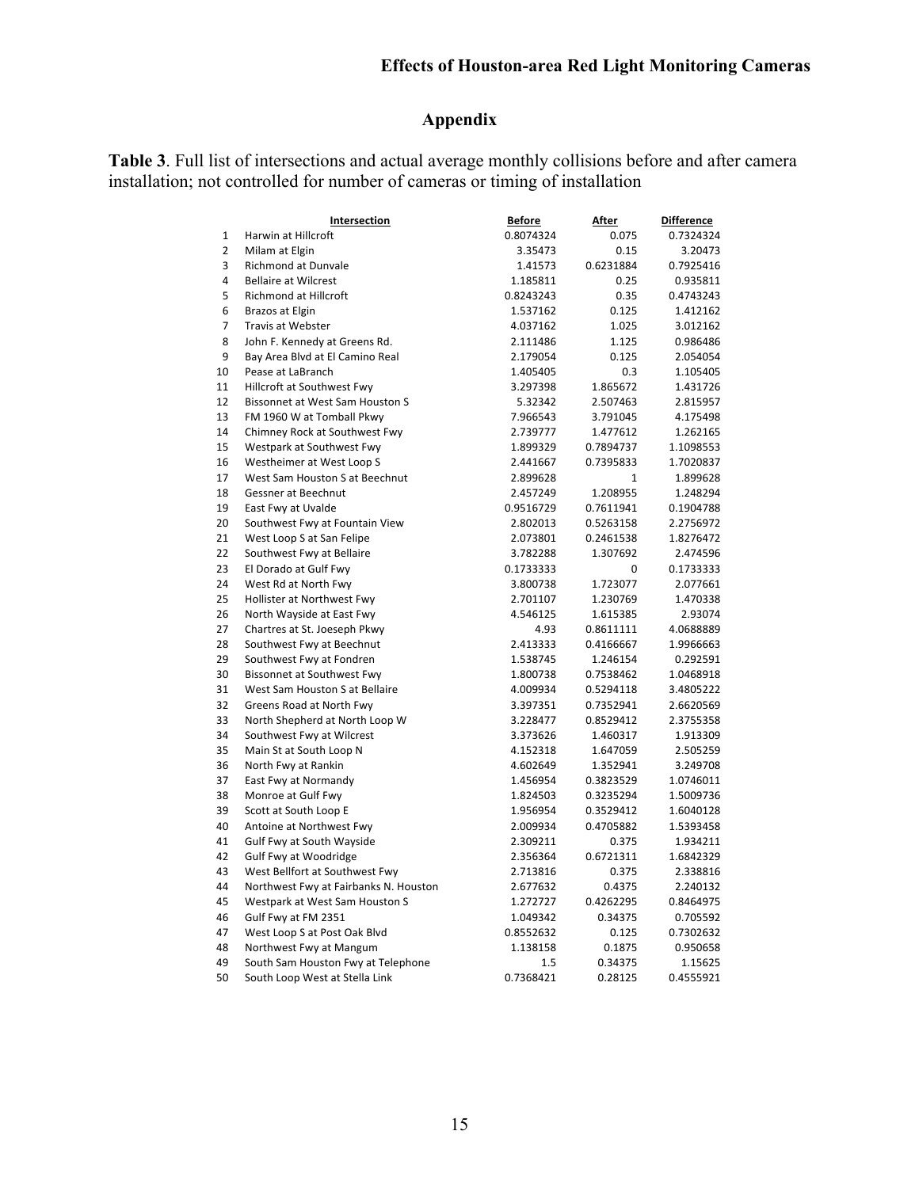## Appendix

**Table 3**. Full list of intersections and actual average monthly collisions before and after camera installation; not controlled for number of cameras or timing of installation

| | Intersection | Before | After | Difference |
|---|---|---|---|---|
| 1 | Harwin at Hillcroft | 0.8074324 | 0.075 | 0.7324324 |
| 2 | Milam at Elgin | 3.35473 | 0.15 | 3.20473 |
| 3 | Richmond at Dunvale | 1.41573 | 0.6231884 | 0.7925416 |
| 4 | Bellaire at Wilcrest | 1.185811 | 0.25 | 0.935811 |
| 5 | Richmond at Hillcroft | 0.8243243 | 0.35 | 0.4743243 |
| 6 | Brazos at Elgin | 1.537162 | 0.125 | 1.412162 |
| 7 | Travis at Webster | 4.037162 | 1.025 | 3.012162 |
| 8 | John F. Kennedy at Greens Rd. | 2.111486 | 1.125 | 0.986486 |
| 9 | Bay Area Blvd at El Camino Real | 2.179054 | 0.125 | 2.054054 |
| 10 | Pease at LaBranch | 1.405405 | 0.3 | 1.105405 |
| 11 | Hillcroft at Southwest Fwy | 3.297398 | 1.865672 | 1.431726 |
| 12 | Bissonnet at West Sam Houston S | 5.32342 | 2.507463 | 2.815957 |
| 13 | FM 1960 W at Tomball Pkwy | 7.966543 | 3.791045 | 4.175498 |
| 14 | Chimney Rock at Southwest Fwy | 2.739777 | 1.477612 | 1.262165 |
| 15 | Westpark at Southwest Fwy | 1.899329 | 0.7894737 | 1.1098553 |
| 16 | Westheimer at West Loop S | 2.441667 | 0.7395833 | 1.7020837 |
| 17 | West Sam Houston S at Beechnut | 2.899628 | 1 | 1.899628 |
| 18 | Gessner at Beechnut | 2.457249 | 1.208955 | 1.248294 |
| 19 | East Fwy at Uvalde | 0.9516729 | 0.7611941 | 0.1904788 |
| 20 | Southwest Fwy at Fountain View | 2.802013 | 0.5263158 | 2.2756972 |
| 21 | West Loop S at San Felipe | 2.073801 | 0.2461538 | 1.8276472 |
| 22 | Southwest Fwy at Bellaire | 3.782288 | 1.307692 | 2.474596 |
| 23 | El Dorado at Gulf Fwy | 0.1733333 | 0 | 0.1733333 |
| 24 | West Rd at North Fwy | 3.800738 | 1.723077 | 2.077661 |
| 25 | Hollister at Northwest Fwy | 2.701107 | 1.230769 | 1.470338 |
| 26 | North Wayside at East Fwy | 4.546125 | 1.615385 | 2.93074 |
| 27 | Chartres at St. Joeseph Pkwy | 4.93 | 0.8611111 | 4.0688889 |
| 28 | Southwest Fwy at Beechnut | 2.413333 | 0.4166667 | 1.9966663 |
| 29 | Southwest Fwy at Fondren | 1.538745 | 1.246154 | 0.292591 |
| 30 | Bissonnet at Southwest Fwy | 1.800738 | 0.7538462 | 1.0468918 |
| 31 | West Sam Houston S at Bellaire | 4.009934 | 0.5294118 | 3.4805222 |
| 32 | Greens Road at North Fwy | 3.397351 | 0.7352941 | 2.6620569 |
| 33 | North Shepherd at North Loop W | 3.228477 | 0.8529412 | 2.3755358 |
| 34 | Southwest Fwy at Wilcrest | 3.373626 | 1.460317 | 1.913309 |
| 35 | Main St at South Loop N | 4.152318 | 1.647059 | 2.505259 |
| 36 | North Fwy at Rankin | 4.602649 | 1.352941 | 3.249708 |
| 37 | East Fwy at Normandy | 1.456954 | 0.3823529 | 1.0746011 |
| 38 | Monroe at Gulf Fwy | 1.824503 | 0.3235294 | 1.5009736 |
| 39 | Scott at South Loop E | 1.956954 | 0.3529412 | 1.6040128 |
| 40 | Antoine at Northwest Fwy | 2.009934 | 0.4705882 | 1.5393458 |
| 41 | Gulf Fwy at South Wayside | 2.309211 | 0.375 | 1.934211 |
| 42 | Gulf Fwy at Woodridge | 2.356364 | 0.6721311 | 1.6842329 |
| 43 | West Bellfort at Southwest Fwy | 2.713816 | 0.375 | 2.338816 |
| 44 | Northwest Fwy at Fairbanks N. Houston | 2.677632 | 0.4375 | 2.240132 |
| 45 | Westpark at West Sam Houston S | 1.272727 | 0.4262295 | 0.8464975 |
| 46 | Gulf Fwy at FM 2351 | 1.049342 | 0.34375 | 0.705592 |
| 47 | West Loop S at Post Oak Blvd | 0.8552632 | 0.125 | 0.7302632 |
| 48 | Northwest Fwy at Mangum | 1.138158 | 0.1875 | 0.950658 |
| 49 | South Sam Houston Fwy at Telephone | 1.5 | 0.34375 | 1.15625 |
| 50 | South Loop West at Stella Link | 0.7368421 | 0.28125 | 0.4555921 |